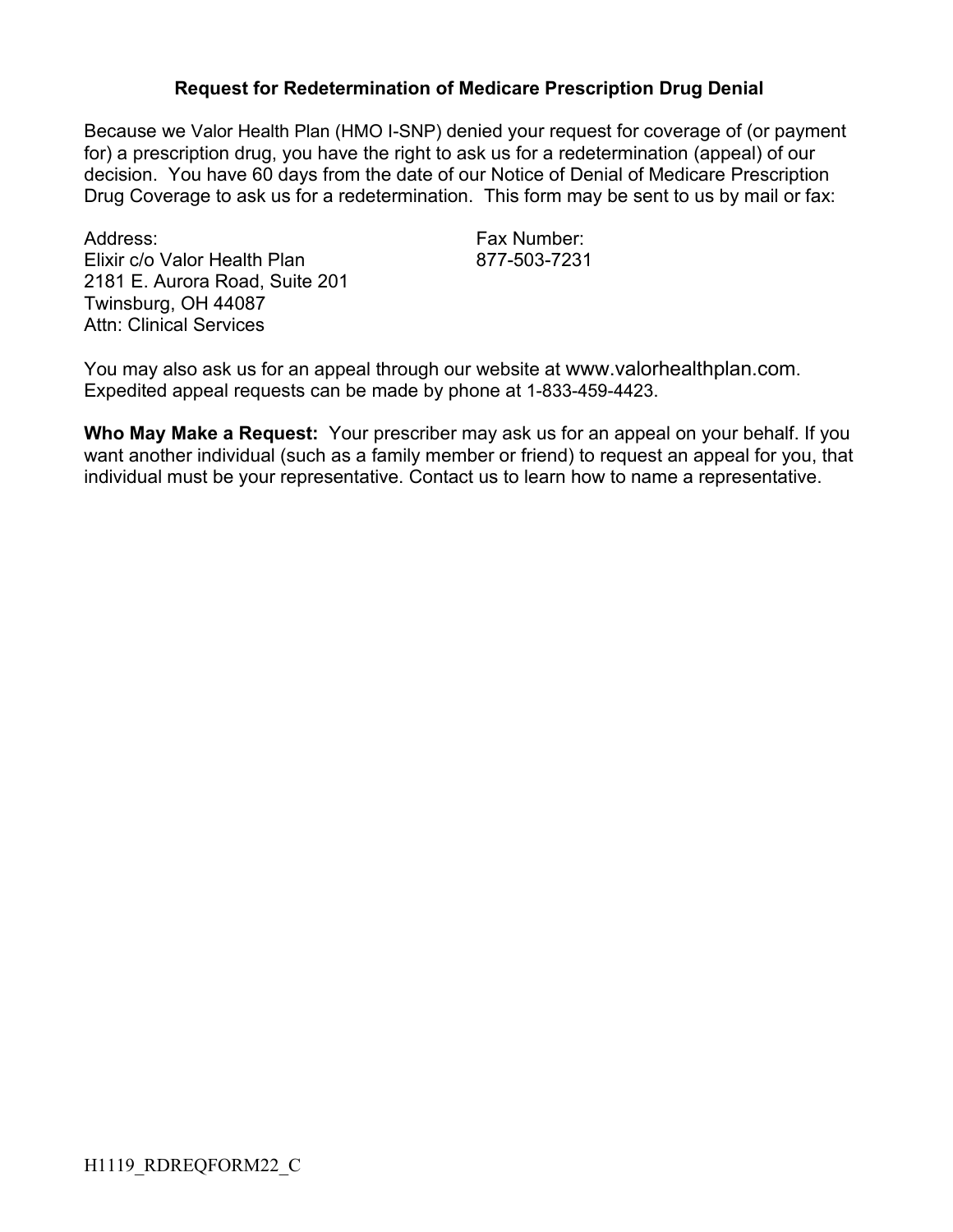## Request for Redetermination of Medicare Prescription Drug Denial

Because we Valor Health Plan (HMO I-SNP) denied your request for coverage of (or payment for) a prescription drug, you have the right to ask us for a redetermination (appeal) of our decision. You have 60 days from the date of our Notice of Denial of Medicare Prescription Drug Coverage to ask us for a redetermination. This form may be sent to us by mail or fax:

Address:
Elixir c/o Valor Health Plan
2181 E. Aurora Road, Suite 201
Twinsburg, OH 44087
Attn: Clinical Services

Fax Number:
877-503-7231

You may also ask us for an appeal through our website at www.valorhealthplan.com. Expedited appeal requests can be made by phone at 1-833-459-4423.

**Who May Make a Request:** Your prescriber may ask us for an appeal on your behalf. If you want another individual (such as a family member or friend) to request an appeal for you, that individual must be your representative. Contact us to learn how to name a representative.

H1119_RDREQFORM22_C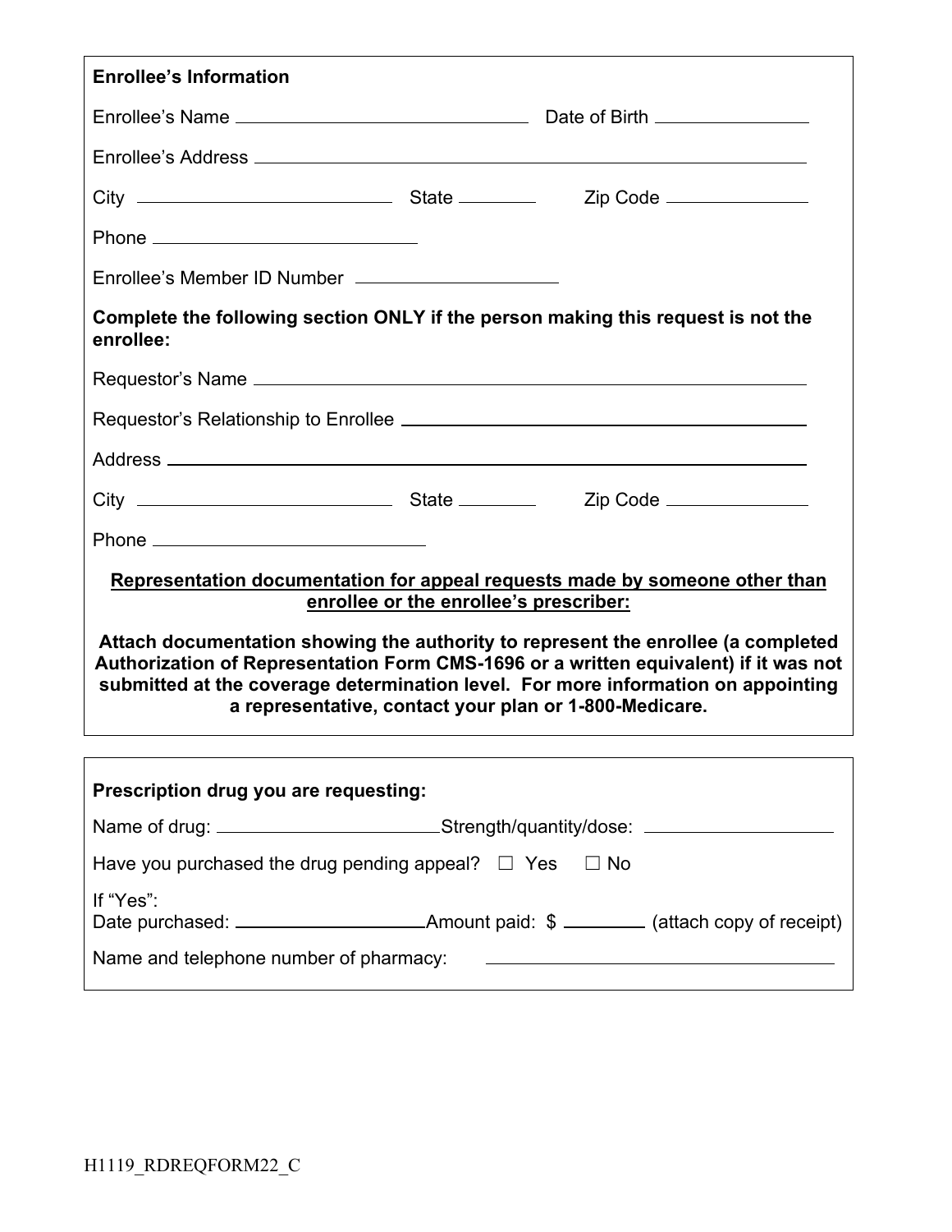**Enrollee's Information**

Enrollee's Name ______________________________ Date of Birth ______________

Enrollee's Address ____________________________________________________________

City ________________________ State ________ Zip Code ______________

Phone ________________________

Enrollee's Member ID Number ____________________

**Complete the following section ONLY if the person making this request is not the enrollee:**

Requestor's Name ______________________________________________________________

Requestor's Relationship to Enrollee ____________________________________________

Address _______________________________________________________________________

City ________________________ State ________ Zip Code ______________

Phone ________________________

**Representation documentation for appeal requests made by someone other than enrollee or the enrollee's prescriber:**

**Attach documentation showing the authority to represent the enrollee (a completed Authorization of Representation Form CMS-1696 or a written equivalent) if it was not submitted at the coverage determination level. For more information on appointing a representative, contact your plan or 1-800-Medicare.**

---

**Prescription drug you are requesting:**

Name of drug: ______________________ Strength/quantity/dose: __________________

Have you purchased the drug pending appeal? ☐ Yes ☐ No

If "Yes":
Date purchased: __________________ Amount paid: $ ________ (attach copy of receipt)

Name and telephone number of pharmacy: ____________________________________

H1119_RDREQFORM22_C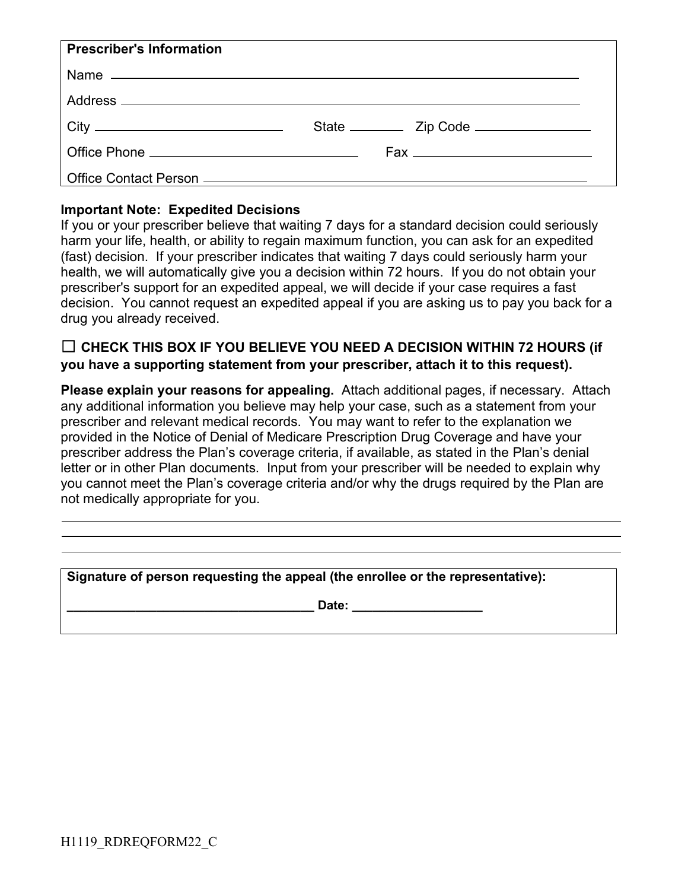**Prescriber's Information**

Name ______________________________________________

Address ______________________________________________

City ____________________ State ________ Zip Code ________________

Office Phone ____________________ Fax ____________________

Office Contact Person ______________________________________________

**Important Note: Expedited Decisions**

If you or your prescriber believe that waiting 7 days for a standard decision could seriously harm your life, health, or ability to regain maximum function, you can ask for an expedited (fast) decision. If your prescriber indicates that waiting 7 days could seriously harm your health, we will automatically give you a decision within 72 hours. If you do not obtain your prescriber's support for an expedited appeal, we will decide if your case requires a fast decision. You cannot request an expedited appeal if you are asking us to pay you back for a drug you already received.

☐ **CHECK THIS BOX IF YOU BELIEVE YOU NEED A DECISION WITHIN 72 HOURS (if you have a supporting statement from your prescriber, attach it to this request).**

**Please explain your reasons for appealing.** Attach additional pages, if necessary. Attach any additional information you believe may help your case, such as a statement from your prescriber and relevant medical records. You may want to refer to the explanation we provided in the Notice of Denial of Medicare Prescription Drug Coverage and have your prescriber address the Plan's coverage criteria, if available, as stated in the Plan's denial letter or in other Plan documents. Input from your prescriber will be needed to explain why you cannot meet the Plan's coverage criteria and/or why the drugs required by the Plan are not medically appropriate for you.

______________________________________________

______________________________________________

______________________________________________

**Signature of person requesting the appeal (the enrollee or the representative):**

**__________________________________ Date: __________________**

H1119_RDREQFORM22_C